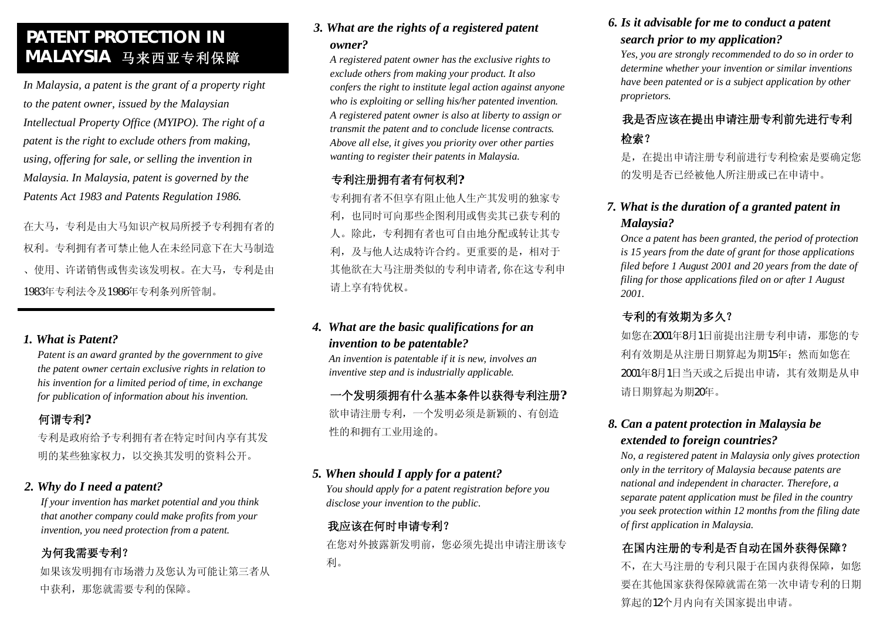# PATENT PROTECTION IN MALAYSIA 马来西亚专利保障

*In Malaysia, a patent is the grant of a property right to the patent owner, issued by the Malaysian Intellectual Property Office (MYIPO). The right of a patent is the right to exclude others from making, using, offering for sale, or selling the invention in Malaysia. In Malaysia, patent is governed by the Patents Act 1983 and Patents Regulation 1986.*

在大马，专利是由大马知识产权局所授予专利拥有者的权利。专利拥有者可禁止他人在未经同意下在大马制造、使用、许诺销售或售卖该发明权。在大马，专利是由1983年专利法令及1986年专利条列所管制。

---

### *1. What is Patent?*

*Patent is an award granted by the government to give the patent owner certain exclusive rights in relation to his invention for a limited period of time, in exchange for publication of information about his invention.*

**何谓专利?**

专利是政府给予专利拥有者在特定时间内享有其发明的某些独家权力，以交换其发明的资料公开。

### *2. Why do I need a patent?*

*If your invention has market potential and you think that another company could make profits from your invention, you need protection from a patent.*

**为何我需要专利?**

如果该发明拥有市场潜力及您认为可能让第三者从中获利，那您就需要专利的保障。

### *3. What are the rights of a registered patent owner?*

*A registered patent owner has the exclusive rights to exclude others from making your product. It also confers the right to institute legal action against anyone who is exploiting or selling his/her patented invention. A registered patent owner is also at liberty to assign or transmit the patent and to conclude license contracts. Above all else, it gives you priority over other parties wanting to register their patents in Malaysia.*

**专利注册拥有者有何权利?**

专利拥有者不但享有阻止他人生产其发明的独家专利，也同时可向那些企图利用或售卖其已获专利的人。除此，专利拥有者也可自由地分配或转让其专利，及与他人达成特许合约。更重要的是，相对于其他欲在大马注册类似的专利申请者，你在这专利申请上享有特优权。

### *4. What are the basic qualifications for an invention to be patentable?*

*An invention is patentable if it is new, involves an inventive step and is industrially applicable.*

**一个发明须拥有什么基本条件以获得专利注册?**

欲申请注册专利，一个发明必须是新颖的、有创造性的和拥有工业用途的。

### *5. When should I apply for a patent?*

*You should apply for a patent registration before you disclose your invention to the public.*

**我应该在何时申请专利?**

在您对外披露新发明前，您必须先提出申请注册该专利。

### *6. Is it advisable for me to conduct a patent search prior to my application?*

*Yes, you are strongly recommended to do so in order to determine whether your invention or similar inventions have been patented or is a subject application by other proprietors.*

**我是否应该在提出申请注册专利前先进行专利检索?**

是，在提出申请注册专利前进行专利检索是要确定您的发明是否已经被他人所注册或已在申请中。

### *7. What is the duration of a granted patent in Malaysia?*

*Once a patent has been granted, the period of protection is 15 years from the date of grant for those applications filed before 1 August 2001 and 20 years from the date of filing for those applications filed on or after 1 August 2001.*

**专利的有效期为多久?**

如您在2001年8月1日前提出注册专利申请，那您的专利有效期是从注册日期算起为期15年；然而如您在2001年8月1日当天或之后提出申请，其有效期是从申请日期算起为期20年。

### *8. Can a patent protection in Malaysia be extended to foreign countries?*

*No, a registered patent in Malaysia only gives protection only in the territory of Malaysia because patents are national and independent in character. Therefore, a separate patent application must be filed in the country you seek protection within 12 months from the filing date of first application in Malaysia.*

**在国内注册的专利是否自动在国外获得保障?**

不，在大马注册的专利只限于在国内获得保障，如您要在其他国家获得保障就需在第一次申请专利的日期算起的12个月内向有关国家提出申请。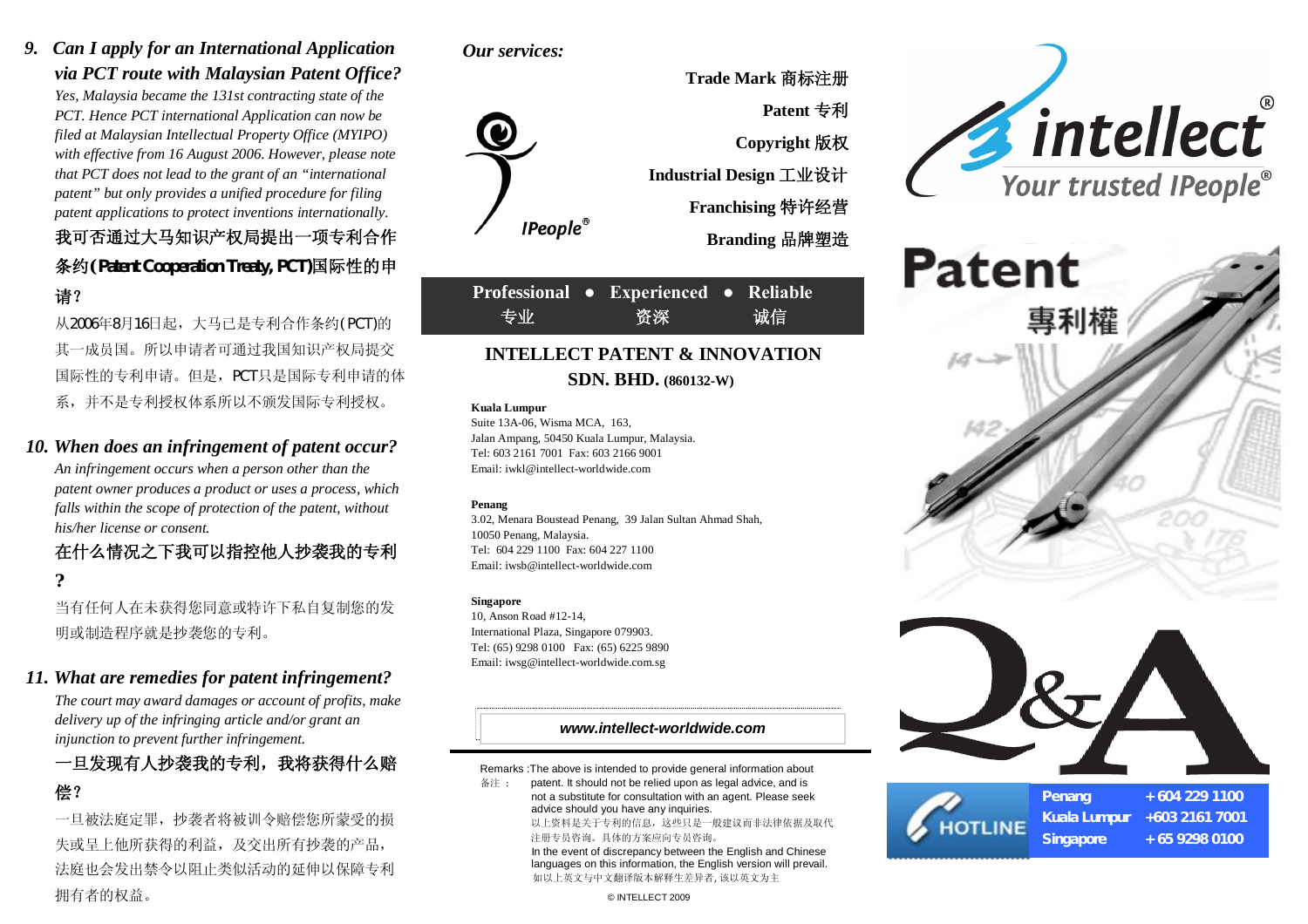### 9. *Can I apply for an International Application via PCT route with Malaysian Patent Office?*

*Yes, Malaysia became the 131st contracting state of the PCT. Hence PCT international Application can now be filed at Malaysian Intellectual Property Office (MYIPO) with effective from 16 August 2006. However, please note that PCT does not lead to the grant of an "international patent" but only provides a unified procedure for filing patent applications to protect inventions internationally.*

**我可否通过大马知识产权局提出一项专利合作条约(Patent Cooperation Treaty, PCT)国际性的申请?**

从2006年8月16日起，大马已是专利合作条约(PCT)的其一成员国。所以申请者可通过我国知识产权局提交国际性的专利申请。但是，PCT只是国际专利申请的体系，并不是专利授权体系所以不颁发国际专利授权。

### 10. *When does an infringement of patent occur?*

*An infringement occurs when a person other than the patent owner produces a product or uses a process, which falls within the scope of protection of the patent, without his/her license or consent.*

**在什么情况之下我可以指控他人抄袭我的专利?**

当有任何人在未获得您同意或特许下私自复制您的发明或制造程序就是抄袭您的专利。

### 11. *What are remedies for patent infringement?*

*The court may award damages or account of profits, make delivery up of the infringing article and/or grant an injunction to prevent further infringement.*

**一旦发现有人抄袭我的专利，我将获得什么赔偿?**

一旦被法庭定罪，抄袭者将被训令赔偿您所蒙受的损失或呈上他所获得的利益，及交出所有抄袭的产品，法庭也会发出禁令以阻止类似活动的延伸以保障专利拥有者的权益。

***Our services:***

**Trade Mark 商标注册**
**Patent 专利**
**Copyright 版权**
**Industrial Design 工业设计**
**Franchising 特许经营**
**Branding 品牌塑造**

IPeople®

**Professional ● Experienced ● Reliable**
**专业 资深 诚信**

## INTELLECT PATENT & INNOVATION SDN. BHD. (860132-W)

**Kuala Lumpur**
Suite 13A-06, Wisma MCA, 163,
Jalan Ampang, 50450 Kuala Lumpur, Malaysia.
Tel: 603 2161 7001 Fax: 603 2166 9001
Email: iwkl@intellect-worldwide.com

**Penang**
3.02, Menara Boustead Penang, 39 Jalan Sultan Ahmad Shah,
10050 Penang, Malaysia.
Tel: 604 229 1100 Fax: 604 227 1100
Email: iwsb@intellect-worldwide.com

**Singapore**
10, Anson Road #12-14,
International Plaza, Singapore 079903.
Tel: (65) 9298 0100 Fax: (65) 6225 9890
Email: iwsg@intellect-worldwide.com.sg

***www.intellect-worldwide.com***

Remarks : The above is intended to provide general information about patent. It should not be relied upon as legal advice, and is not a substitute for consultation with an agent. Please seek advice should you have any inquiries.
备注 : 以上资料是关于专利的信息，这些只是一般建议而非法律依据及取代注册专员咨询。具体的方案应向专员咨询。
In the event of discrepancy between the English and Chinese languages on this information, the English version will prevail.
如以上英文与中文翻译版本解释生差异者，该以英文为主

© INTELLECT 2009

**intellect®**
*Your trusted IPeople®*

# Patent 專利權

# Q&A

**HOTLINE**

| | |
|---|---|
| Penang | + 604 229 1100 |
| Kuala Lumpur | +603 2161 7001 |
| Singapore | + 65 9298 0100 |